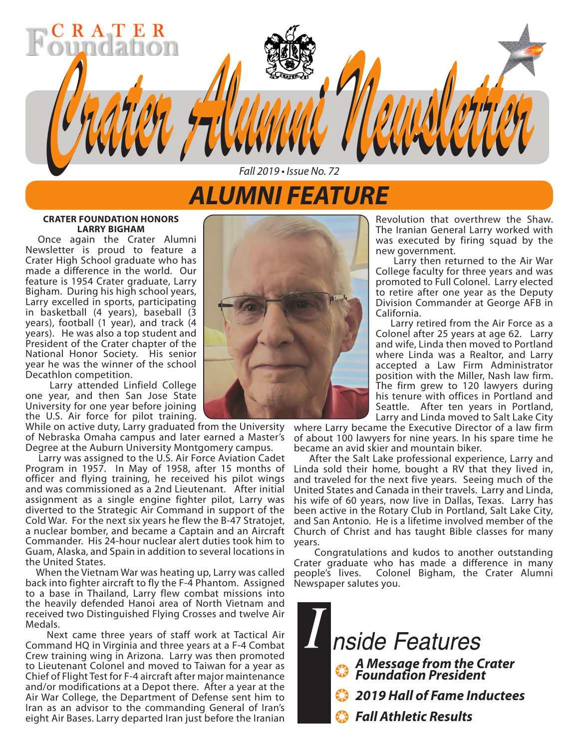# Crater Foundation

# Crater Alumni Newsletter

*Fall 2019 • Issue No. 72*

## ALUMNI FEATURE

**CRATER FOUNDATION HONORS LARRY BIGHAM**

Once again the Crater Alumni Newsletter is proud to feature a Crater High School graduate who has made a difference in the world. Our feature is 1954 Crater graduate, Larry Bigham. During his high school years, Larry excelled in sports, participating in basketball (4 years), baseball (3 years), football (1 year), and track (4 years). He was also a top student and President of the Crater chapter of the National Honor Society. His senior year he was the winner of the school Decathlon competition.

Larry attended Linfield College one year, and then San Jose State University for one year before joining the U.S. Air force for pilot training. While on active duty, Larry graduated from the University of Nebraska Omaha campus and later earned a Master's Degree at the Auburn University Montgomery campus.

Larry was assigned to the U.S. Air Force Aviation Cadet Program in 1957. In May of 1958, after 15 months of officer and flying training, he received his pilot wings and was commissioned as a 2nd Lieutenant. After initial assignment as a single engine fighter pilot, Larry was diverted to the Strategic Air Command in support of the Cold War. For the next six years he flew the B-47 Stratojet, a nuclear bomber, and became a Captain and an Aircraft Commander. His 24-hour nuclear alert duties took him to Guam, Alaska, and Spain in addition to several locations in the United States.

When the Vietnam War was heating up, Larry was called back into fighter aircraft to fly the F-4 Phantom. Assigned to a base in Thailand, Larry flew combat missions into the heavily defended Hanoi area of North Vietnam and received two Distinguished Flying Crosses and twelve Air Medals.

Next came three years of staff work at Tactical Air Command HQ in Virginia and three years at a F-4 Combat Crew training wing in Arizona. Larry was then promoted to Lieutenant Colonel and moved to Taiwan for a year as Chief of Flight Test for F-4 aircraft after major maintenance and/or modifications at a Depot there. After a year at the Air War College, the Department of Defense sent him to Iran as an advisor to the commanding General of Iran's eight Air Bases. Larry departed Iran just before the Iranian Revolution that overthrew the Shaw. The Iranian General Larry worked with was executed by firing squad by the new government.

Larry then returned to the Air War College faculty for three years and was promoted to Full Colonel. Larry elected to retire after one year as the Deputy Division Commander at George AFB in California.

Larry retired from the Air Force as a Colonel after 25 years at age 62. Larry and wife, Linda then moved to Portland where Linda was a Realtor, and Larry accepted a Law Firm Administrator position with the Miller, Nash law firm. The firm grew to 120 lawyers during his tenure with offices in Portland and Seattle. After ten years in Portland, Larry and Linda moved to Salt Lake City where Larry became the Executive Director of a law firm of about 100 lawyers for nine years. In his spare time he became an avid skier and mountain biker.

After the Salt Lake professional experience, Larry and Linda sold their home, bought a RV that they lived in, and traveled for the next five years. Seeing much of the United States and Canada in their travels. Larry and Linda, his wife of 60 years, now live in Dallas, Texas. Larry has been active in the Rotary Club in Portland, Salt Lake City, and San Antonio. He is a lifetime involved member of the Church of Christ and has taught Bible classes for many years.

Congratulations and kudos to another outstanding Crater graduate who has made a difference in many people's lives. Colonel Bigham, the Crater Alumni Newspaper salutes you.

## Inside Features

- ***A Message from the Crater Foundation President***
- ***2019 Hall of Fame Inductees***
- ***Fall Athletic Results***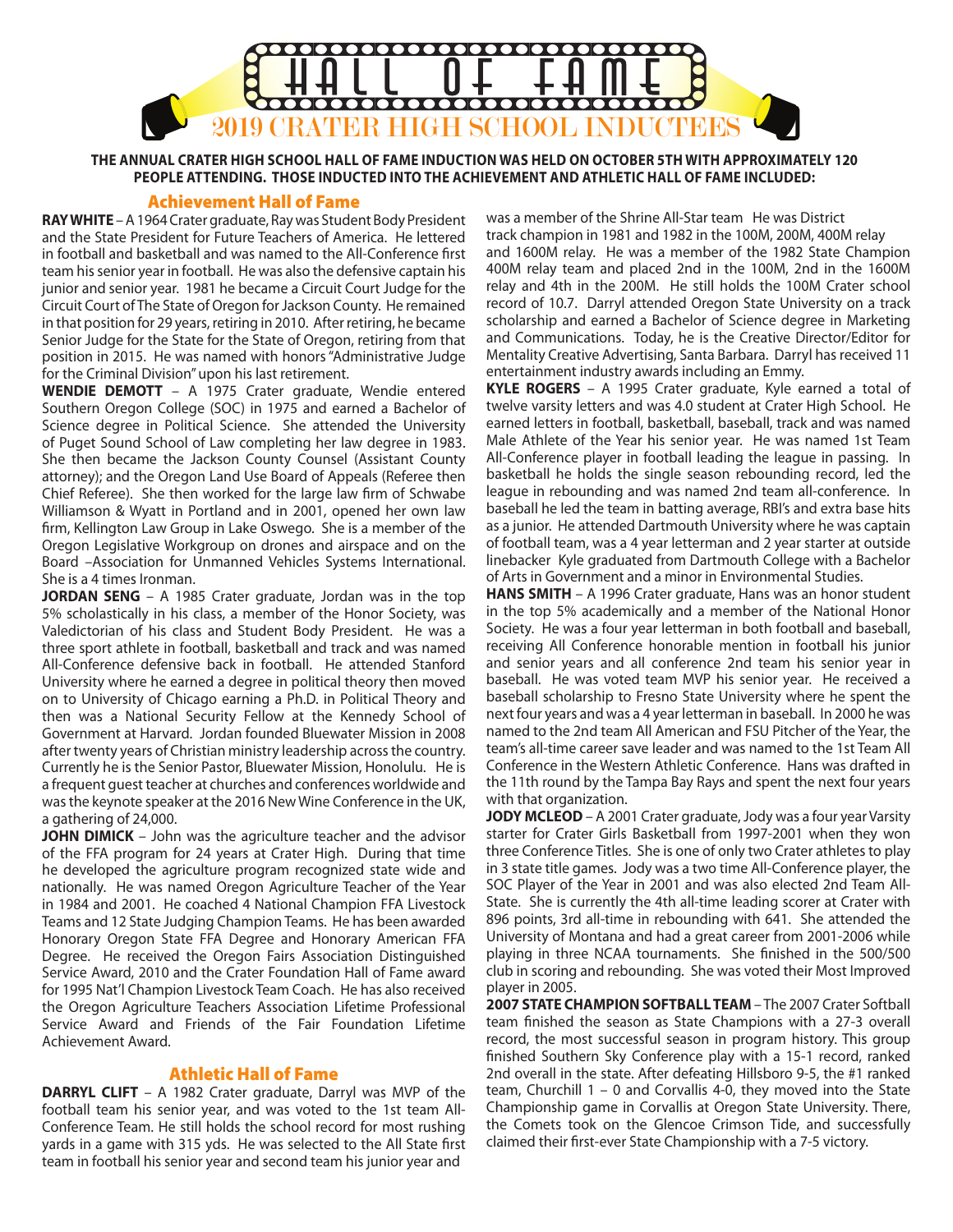# HALL OF FAME

## 2019 CRATER HIGH SCHOOL INDUCTEES

**THE ANNUAL CRATER HIGH SCHOOL HALL OF FAME INDUCTION WAS HELD ON OCTOBER 5TH WITH APPROXIMATELY 120 PEOPLE ATTENDING. THOSE INDUCTED INTO THE ACHIEVEMENT AND ATHLETIC HALL OF FAME INCLUDED:**

### Achievement Hall of Fame

**RAY WHITE** – A 1964 Crater graduate, Ray was Student Body President and the State President for Future Teachers of America. He lettered in football and basketball and was named to the All-Conference first team his senior year in football. He was also the defensive captain his junior and senior year. 1981 he became a Circuit Court Judge for the Circuit Court of The State of Oregon for Jackson County. He remained in that position for 29 years, retiring in 2010. After retiring, he became Senior Judge for the State for the State of Oregon, retiring from that position in 2015. He was named with honors "Administrative Judge for the Criminal Division" upon his last retirement.

**WENDIE DEMOTT** – A 1975 Crater graduate, Wendie entered Southern Oregon College (SOC) in 1975 and earned a Bachelor of Science degree in Political Science. She attended the University of Puget Sound School of Law completing her law degree in 1983. She then became the Jackson County Counsel (Assistant County attorney); and the Oregon Land Use Board of Appeals (Referee then Chief Referee). She then worked for the large law firm of Schwabe Williamson & Wyatt in Portland and in 2001, opened her own law firm, Kellington Law Group in Lake Oswego. She is a member of the Oregon Legislative Workgroup on drones and airspace and on the Board –Association for Unmanned Vehicles Systems International. She is a 4 times Ironman.

**JORDAN SENG** – A 1985 Crater graduate, Jordan was in the top 5% scholastically in his class, a member of the Honor Society, was Valedictorian of his class and Student Body President. He was a three sport athlete in football, basketball and track and was named All-Conference defensive back in football. He attended Stanford University where he earned a degree in political theory then moved on to University of Chicago earning a Ph.D. in Political Theory and then was a National Security Fellow at the Kennedy School of Government at Harvard. Jordan founded Bluewater Mission in 2008 after twenty years of Christian ministry leadership across the country. Currently he is the Senior Pastor, Bluewater Mission, Honolulu. He is a frequent guest teacher at churches and conferences worldwide and was the keynote speaker at the 2016 New Wine Conference in the UK, a gathering of 24,000.

**JOHN DIMICK** – John was the agriculture teacher and the advisor of the FFA program for 24 years at Crater High. During that time he developed the agriculture program recognized state wide and nationally. He was named Oregon Agriculture Teacher of the Year in 1984 and 2001. He coached 4 National Champion FFA Livestock Teams and 12 State Judging Champion Teams. He has been awarded Honorary Oregon State FFA Degree and Honorary American FFA Degree. He received the Oregon Fairs Association Distinguished Service Award, 2010 and the Crater Foundation Hall of Fame award for 1995 Nat'l Champion Livestock Team Coach. He has also received the Oregon Agriculture Teachers Association Lifetime Professional Service Award and Friends of the Fair Foundation Lifetime Achievement Award.

### Athletic Hall of Fame

**DARRYL CLIFT** – A 1982 Crater graduate, Darryl was MVP of the football team his senior year, and was voted to the 1st team All-Conference Team. He still holds the school record for most rushing yards in a game with 315 yds. He was selected to the All State first team in football his senior year and second team his junior year and was a member of the Shrine All-Star team He was District track champion in 1981 and 1982 in the 100M, 200M, 400M relay and 1600M relay. He was a member of the 1982 State Champion 400M relay team and placed 2nd in the 100M, 2nd in the 1600M relay and 4th in the 200M. He still holds the 100M Crater school record of 10.7. Darryl attended Oregon State University on a track scholarship and earned a Bachelor of Science degree in Marketing and Communications. Today, he is the Creative Director/Editor for Mentality Creative Advertising, Santa Barbara. Darryl has received 11 entertainment industry awards including an Emmy.

**KYLE ROGERS** – A 1995 Crater graduate, Kyle earned a total of twelve varsity letters and was 4.0 student at Crater High School. He earned letters in football, basketball, baseball, track and was named Male Athlete of the Year his senior year. He was named 1st Team All-Conference player in football leading the league in passing. In basketball he holds the single season rebounding record, led the league in rebounding and was named 2nd team all-conference. In baseball he led the team in batting average, RBI's and extra base hits as a junior. He attended Dartmouth University where he was captain of football team, was a 4 year letterman and 2 year starter at outside linebacker Kyle graduated from Dartmouth College with a Bachelor of Arts in Government and a minor in Environmental Studies.

**HANS SMITH** – A 1996 Crater graduate, Hans was an honor student in the top 5% academically and a member of the National Honor Society. He was a four year letterman in both football and baseball, receiving All Conference honorable mention in football his junior and senior years and all conference 2nd team his senior year in baseball. He was voted team MVP his senior year. He received a baseball scholarship to Fresno State University where he spent the next four years and was a 4 year letterman in baseball. In 2000 he was named to the 2nd team All American and FSU Pitcher of the Year, the team's all-time career save leader and was named to the 1st Team All Conference in the Western Athletic Conference. Hans was drafted in the 11th round by the Tampa Bay Rays and spent the next four years with that organization.

**JODY MCLEOD** – A 2001 Crater graduate, Jody was a four year Varsity starter for Crater Girls Basketball from 1997-2001 when they won three Conference Titles. She is one of only two Crater athletes to play in 3 state title games. Jody was a two time All-Conference player, the SOC Player of the Year in 2001 and was also elected 2nd Team All-State. She is currently the 4th all-time leading scorer at Crater with 896 points, 3rd all-time in rebounding with 641. She attended the University of Montana and had a great career from 2001-2006 while playing in three NCAA tournaments. She finished in the 500/500 club in scoring and rebounding. She was voted their Most Improved player in 2005.

**2007 STATE CHAMPION SOFTBALL TEAM** – The 2007 Crater Softball team finished the season as State Champions with a 27-3 overall record, the most successful season in program history. This group finished Southern Sky Conference play with a 15-1 record, ranked 2nd overall in the state. After defeating Hillsboro 9-5, the #1 ranked team, Churchill 1 – 0 and Corvallis 4-0, they moved into the State Championship game in Corvallis at Oregon State University. There, the Comets took on the Glencoe Crimson Tide, and successfully claimed their first-ever State Championship with a 7-5 victory.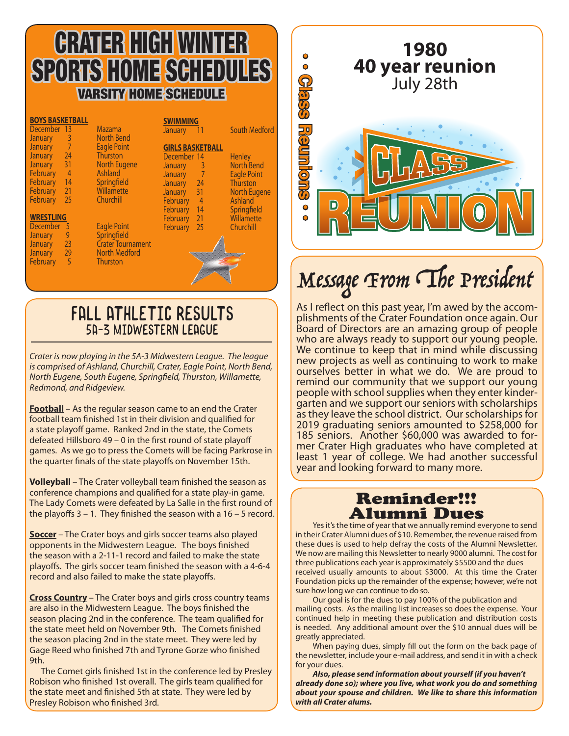# CRATER HIGH WINTER SPORTS HOME SCHEDULES

## VARSITY HOME SCHEDULE

**BOYS BASKETBALL**

| Date | Opponent |
|---|---|
| December 13 | Mazama |
| January 3 | North Bend |
| January 7 | Eagle Point |
| January 24 | Thurston |
| January 31 | North Eugene |
| February 4 | Ashland |
| February 14 | Springfield |
| February 21 | Willamette |
| February 25 | Churchill |

**WRESTLING**

| Date | Opponent |
|---|---|
| December 5 | Eagle Point |
| January 9 | Springfield |
| January 23 | Crater Tournament |
| January 29 | North Medford |
| February 5 | Thurston |

**SWIMMING**

| Date | Opponent |
|---|---|
| January 11 | South Medford |

**GIRLS BASKETBALL**

| Date | Opponent |
|---|---|
| December 14 | Henley |
| January 3 | North Bend |
| January 7 | Eagle Point |
| January 24 | Thurston |
| January 31 | North Eugene |
| February 4 | Ashland |
| February 14 | Springfield |
| February 21 | Willamette |
| February 25 | Churchill |

# FALL ATHLETIC RESULTS
## 5A-3 MIDWESTERN LEAGUE

*Crater is now playing in the 5A-3 Midwestern League. The league is comprised of Ashland, Churchill, Crater, Eagle Point, North Bend, North Eugene, South Eugene, Springfield, Thurston, Willamette, Redmond, and Ridgeview.*

**Football** – As the regular season came to an end the Crater football team finished 1st in their division and qualified for a state playoff game. Ranked 2nd in the state, the Comets defeated Hillsboro 49 – 0 in the first round of state playoff games. As we go to press the Comets will be facing Parkrose in the quarter finals of the state playoffs on November 15th.

**Volleyball** – The Crater volleyball team finished the season as conference champions and qualified for a state play-in game. The Lady Comets were defeated by La Salle in the first round of the playoffs 3 – 1. They finished the season with a 16 – 5 record.

**Soccer** – The Crater boys and girls soccer teams also played opponents in the Midwestern League. The boys finished the season with a 2-11-1 record and failed to make the state playoffs. The girls soccer team finished the season with a 4-6-4 record and also failed to make the state playoffs.

**Cross Country** – The Crater boys and girls cross country teams are also in the Midwestern League. The boys finished the season placing 2nd in the conference. The team qualified for the state meet held on November 9th. The Comets finished the season placing 2nd in the state meet. They were led by Gage Reed who finished 7th and Tyrone Gorze who finished 9th.

The Comet girls finished 1st in the conference led by Presley Robison who finished 1st overall. The girls team qualified for the state meet and finished 5th at state. They were led by Presley Robison who finished 3rd.

# Class Reunions

## 1980
## 40 year reunion
July 28th

CLASS REUNION

# Message From The President

As I reflect on this past year, I'm awed by the accomplishments of the Crater Foundation once again. Our Board of Directors are an amazing group of people who are always ready to support our young people. We continue to keep that in mind while discussing new projects as well as continuing to work to make ourselves better in what we do. We are proud to remind our community that we support our young people with school supplies when they enter kindergarten and we support our seniors with scholarships as they leave the school district. Our scholarships for 2019 graduating seniors amounted to $258,000 for 185 seniors. Another $60,000 was awarded to former Crater High graduates who have completed at least 1 year of college. We had another successful year and looking forward to many more.

# Reminder!!! Alumni Dues

Yes it's the time of year that we annually remind everyone to send in their Crater Alumni dues of $10. Remember, the revenue raised from these dues is used to help defray the costs of the Alumni Newsletter. We now are mailing this Newsletter to nearly 9000 alumni. The cost for three publications each year is approximately $5500 and the dues received usually amounts to about $3000. At this time the Crater Foundation picks up the remainder of the expense; however, we're not sure how long we can continue to do so.

Our goal is for the dues to pay 100% of the publication and mailing costs. As the mailing list increases so does the expense. Your continued help in meeting these publication and distribution costs is needed. Any additional amount over the $10 annual dues will be greatly appreciated.

When paying dues, simply fill out the form on the back page of the newsletter, include your e-mail address, and send it in with a check for your dues.

***Also, please send information about yourself (if you haven't already done so); where you live, what work you do and something about your spouse and children. We like to share this information with all Crater alums.***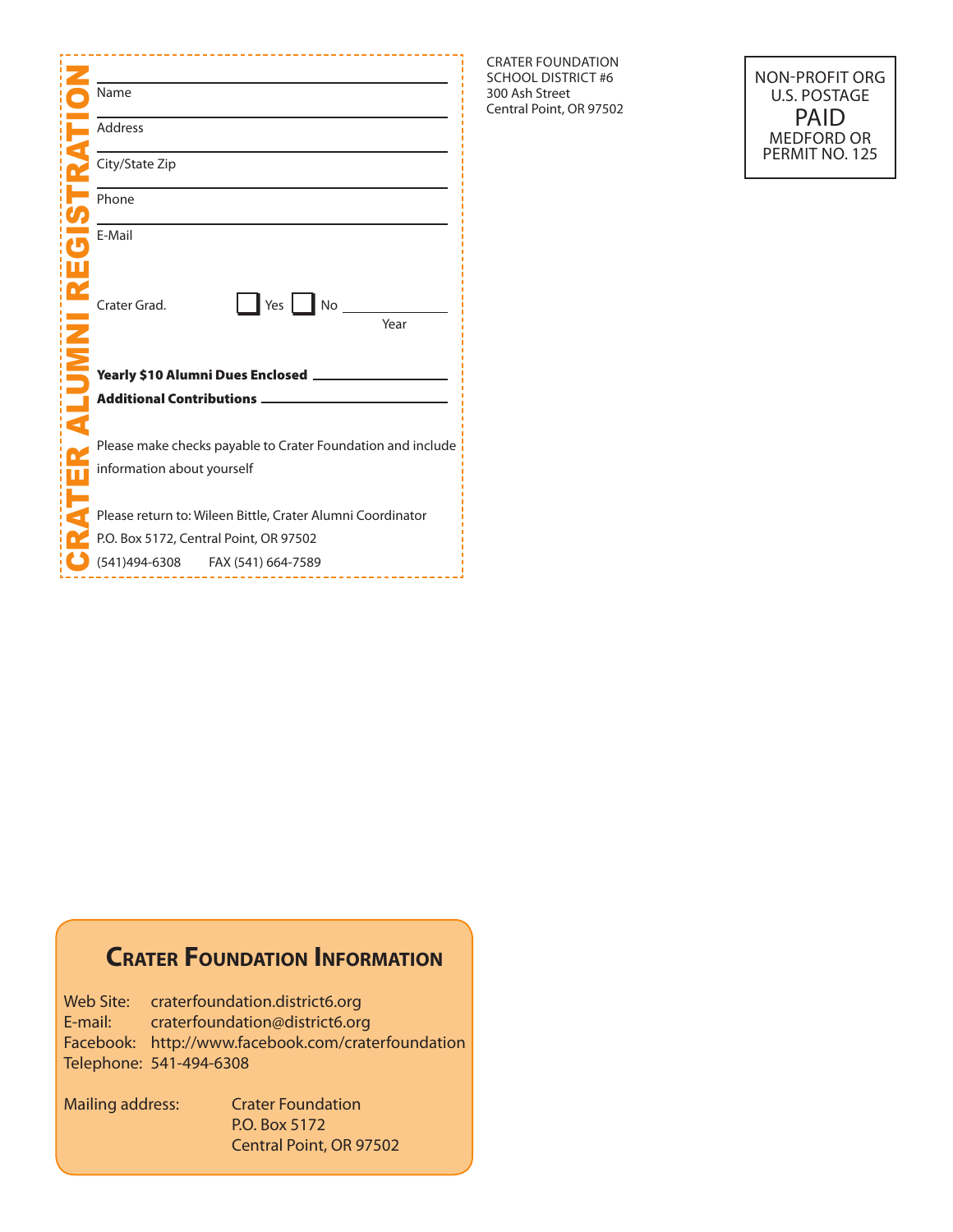## CRATER ALUMNI REGISTRATION

Name ______________________________

Address ______________________________

City/State Zip ______________________________

Phone ______________________________

E-Mail ______________________________

Crater Grad. ☐ Yes ☐ No ____________ Year

**Yearly $10 Alumni Dues Enclosed** ____________

**Additional Contributions** ____________

Please make checks payable to Crater Foundation and include information about yourself

Please return to: Wileen Bittle, Crater Alumni Coordinator
P.O. Box 5172, Central Point, OR 97502
(541)494-6308 FAX (541) 664-7589

CRATER FOUNDATION
SCHOOL DISTRICT #6
300 Ash Street
Central Point, OR 97502

NON-PROFIT ORG
U.S. POSTAGE
PAID
MEDFORD OR
PERMIT NO. 125

## Crater Foundation Information

Web Site: craterfoundation.district6.org
E-mail: craterfoundation@district6.org
Facebook: http://www.facebook.com/craterfoundation
Telephone: 541-494-6308

Mailing address: Crater Foundation
P.O. Box 5172
Central Point, OR 97502